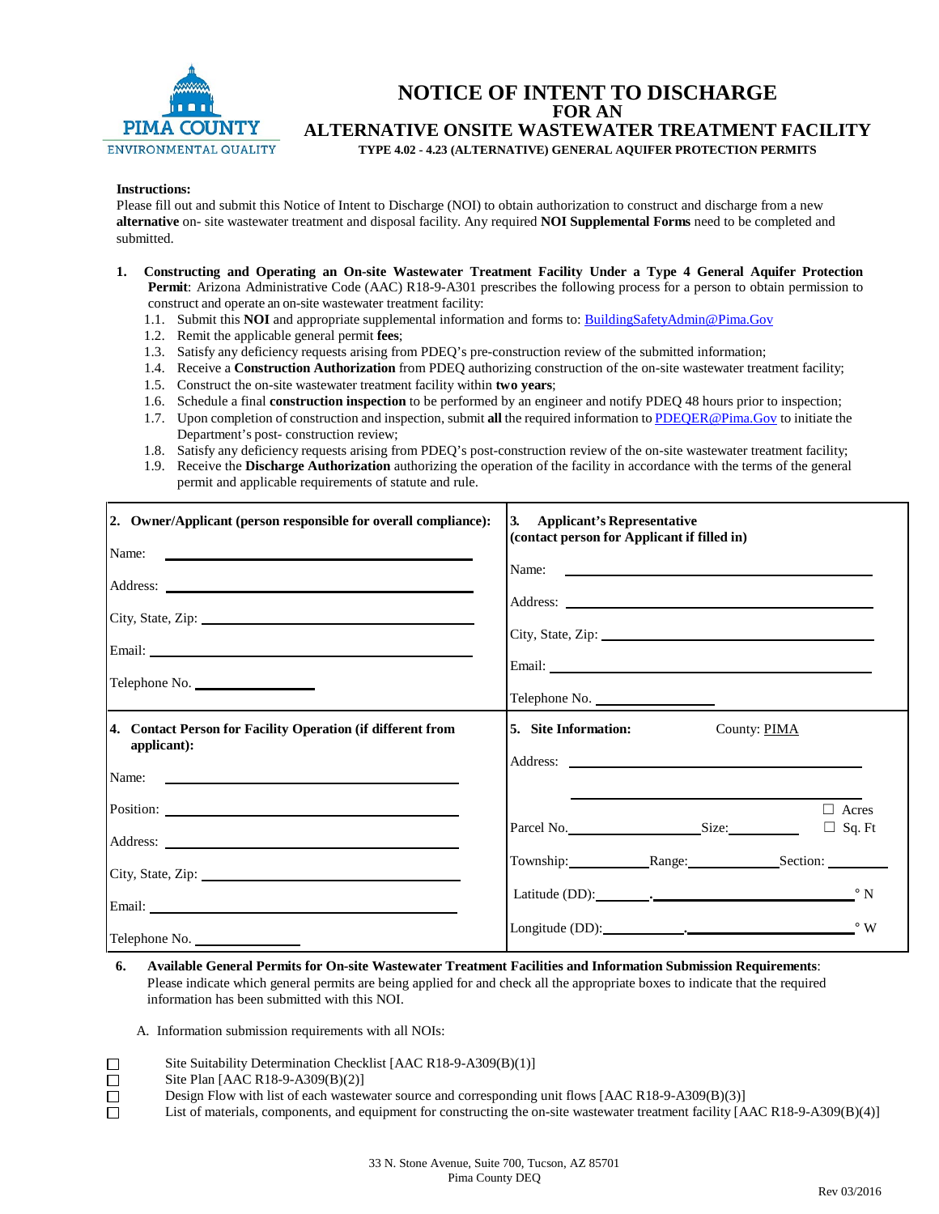PIMA COUNTY
ENVIRONMENTAL QUALITY

# NOTICE OF INTENT TO DISCHARGE
## FOR AN
## ALTERNATIVE ONSITE WASTEWATER TREATMENT FACILITY
### TYPE 4.02 - 4.23 (ALTERNATIVE) GENERAL AQUIFER PROTECTION PERMITS

**Instructions:**
Please fill out and submit this Notice of Intent to Discharge (NOI) to obtain authorization to construct and discharge from a new **alternative** on- site wastewater treatment and disposal facility. Any required **NOI Supplemental Forms** need to be completed and submitted.

1. **Constructing and Operating an On-site Wastewater Treatment Facility Under a Type 4 General Aquifer Protection Permit**: Arizona Administrative Code (AAC) R18-9-A301 prescribes the following process for a person to obtain permission to construct and operate an on-site wastewater treatment facility:
   - 1.1. Submit this **NOI** and appropriate supplemental information and forms to: BuildingSafetyAdmin@Pima.Gov
   - 1.2. Remit the applicable general permit **fees**;
   - 1.3. Satisfy any deficiency requests arising from PDEQ's pre-construction review of the submitted information;
   - 1.4. Receive a **Construction Authorization** from PDEQ authorizing construction of the on-site wastewater treatment facility;
   - 1.5. Construct the on-site wastewater treatment facility within **two years**;
   - 1.6. Schedule a final **construction inspection** to be performed by an engineer and notify PDEQ 48 hours prior to inspection;
   - 1.7. Upon completion of construction and inspection, submit **all** the required information to PDEQER@Pima.Gov to initiate the Department's post- construction review;
   - 1.8. Satisfy any deficiency requests arising from PDEQ's post-construction review of the on-site wastewater treatment facility;
   - 1.9. Receive the **Discharge Authorization** authorizing the operation of the facility in accordance with the terms of the general permit and applicable requirements of statute and rule.

| **2. Owner/Applicant (person responsible for overall compliance):** | **3. Applicant's Representative (contact person for Applicant if filled in)** |
|---|---|
| Name: ______________________ | Name: ______________________ |
| Address: ______________________ | Address: ______________________ |
| City, State, Zip: ______________________ | City, State, Zip: ______________________ |
| Email: ______________________ | Email: ______________________ |
| Telephone No. ____________ | Telephone No. ____________ |
| **4. Contact Person for Facility Operation (if different from applicant):** | **5. Site Information:** County: PIMA |
| Name: ______________________ | Address: ______________________ |
| Position: ______________________ | ______________________ |
| Address: ______________________ | Parcel No.__________ Size:________ ☐ Acres ☐ Sq. Ft |
| City, State, Zip: ______________________ | Township:________ Range:________ Section: ________ |
| Email: ______________________ | Latitude (DD):______.______________ ° N |
| Telephone No. ____________ | Longitude (DD):______.______________ ° W |

6. **Available General Permits for On-site Wastewater Treatment Facilities and Information Submission Requirements**: Please indicate which general permits are being applied for and check all the appropriate boxes to indicate that the required information has been submitted with this NOI.

   A. Information submission requirements with all NOIs:

- ☐ Site Suitability Determination Checklist [AAC R18-9-A309(B)(1)]
- ☐ Site Plan [AAC R18-9-A309(B)(2)]
- ☐ Design Flow with list of each wastewater source and corresponding unit flows [AAC R18-9-A309(B)(3)]
- ☐ List of materials, components, and equipment for constructing the on-site wastewater treatment facility [AAC R18-9-A309(B)(4)]

33 N. Stone Avenue, Suite 700, Tucson, AZ 85701
Pima County DEQ

Rev 03/2016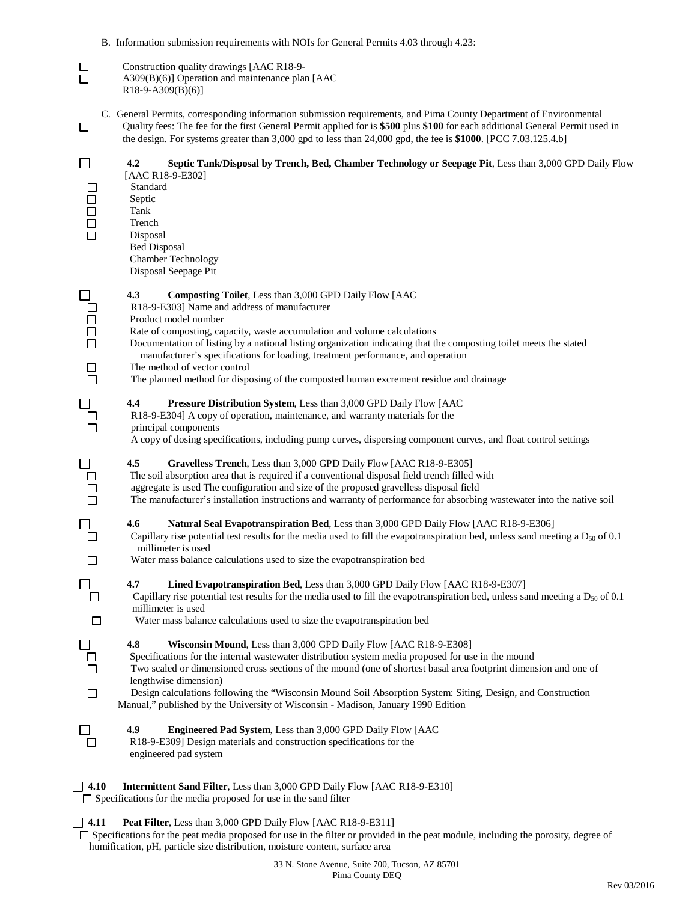B. Information submission requirements with NOIs for General Permits 4.03 through 4.23:

- ☐ Construction quality drawings [AAC R18-9-A309(B)(6)]
- ☐ Operation and maintenance plan [AAC R18-9-A309(B)(6)]

C. General Permits, corresponding information submission requirements, and Pima County Department of Environmental Quality fees: The fee for the first General Permit applied for is **$500** plus **$100** for each additional General Permit used in the design. For systems greater than 3,000 gpd to less than 24,000 gpd, the fee is **$1000**. [PCC 7.03.125.4.b]

☐ **4.2 Septic Tank/Disposal by Trench, Bed, Chamber Technology or Seepage Pit**, Less than 3,000 GPD Daily Flow [AAC R18-9-E302]

- ☐ Standard Septic Tank
- ☐ Trench Disposal
- ☐ Bed Disposal
- ☐ Chamber Technology
- ☐ Disposal Seepage Pit

☐ **4.3 Composting Toilet**, Less than 3,000 GPD Daily Flow [AAC R18-9-E303]

- ☐ Name and address of manufacturer
- ☐ Product model number
- ☐ Rate of composting, capacity, waste accumulation and volume calculations
- ☐ Documentation of listing by a national listing organization indicating that the composting toilet meets the stated manufacturer's specifications for loading, treatment performance, and operation
- ☐ The method of vector control
- ☐ The planned method for disposing of the composted human excrement residue and drainage

☐ **4.4 Pressure Distribution System**, Less than 3,000 GPD Daily Flow [AAC R18-9-E304]

- ☐ A copy of operation, maintenance, and warranty materials for the principal components
- ☐ A copy of dosing specifications, including pump curves, dispersing component curves, and float control settings

☐ **4.5 Gravelless Trench**, Less than 3,000 GPD Daily Flow [AAC R18-9-E305]

- ☐ The soil absorption area that is required if a conventional disposal field trench filled with aggregate is used
- ☐ The configuration and size of the proposed gravelless disposal field
- ☐ The manufacturer's installation instructions and warranty of performance for absorbing wastewater into the native soil

☐ **4.6 Natural Seal Evapotranspiration Bed**, Less than 3,000 GPD Daily Flow [AAC R18-9-E306]

- ☐ Capillary rise potential test results for the media used to fill the evapotranspiration bed, unless sand meeting a $D_{50}$ of 0.1 millimeter is used
- ☐ Water mass balance calculations used to size the evapotranspiration bed

☐ **4.7 Lined Evapotranspiration Bed**, Less than 3,000 GPD Daily Flow [AAC R18-9-E307]

- ☐ Capillary rise potential test results for the media used to fill the evapotranspiration bed, unless sand meeting a $D_{50}$ of 0.1 millimeter is used
- ☐ Water mass balance calculations used to size the evapotranspiration bed

☐ **4.8 Wisconsin Mound**, Less than 3,000 GPD Daily Flow [AAC R18-9-E308]

- ☐ Specifications for the internal wastewater distribution system media proposed for use in the mound
- ☐ Two scaled or dimensioned cross sections of the mound (one of shortest basal area footprint dimension and one of lengthwise dimension)
- ☐ Design calculations following the "Wisconsin Mound Soil Absorption System: Siting, Design, and Construction Manual," published by the University of Wisconsin - Madison, January 1990 Edition

☐ **4.9 Engineered Pad System**, Less than 3,000 GPD Daily Flow [AAC R18-9-E309]

- ☐ Design materials and construction specifications for the engineered pad system

☐ **4.10 Intermittent Sand Filter**, Less than 3,000 GPD Daily Flow [AAC R18-9-E310]

- ☐ Specifications for the media proposed for use in the sand filter

☐ **4.11 Peat Filter**, Less than 3,000 GPD Daily Flow [AAC R18-9-E311]

- ☐ Specifications for the peat media proposed for use in the filter or provided in the peat module, including the porosity, degree of humification, pH, particle size distribution, moisture content, surface area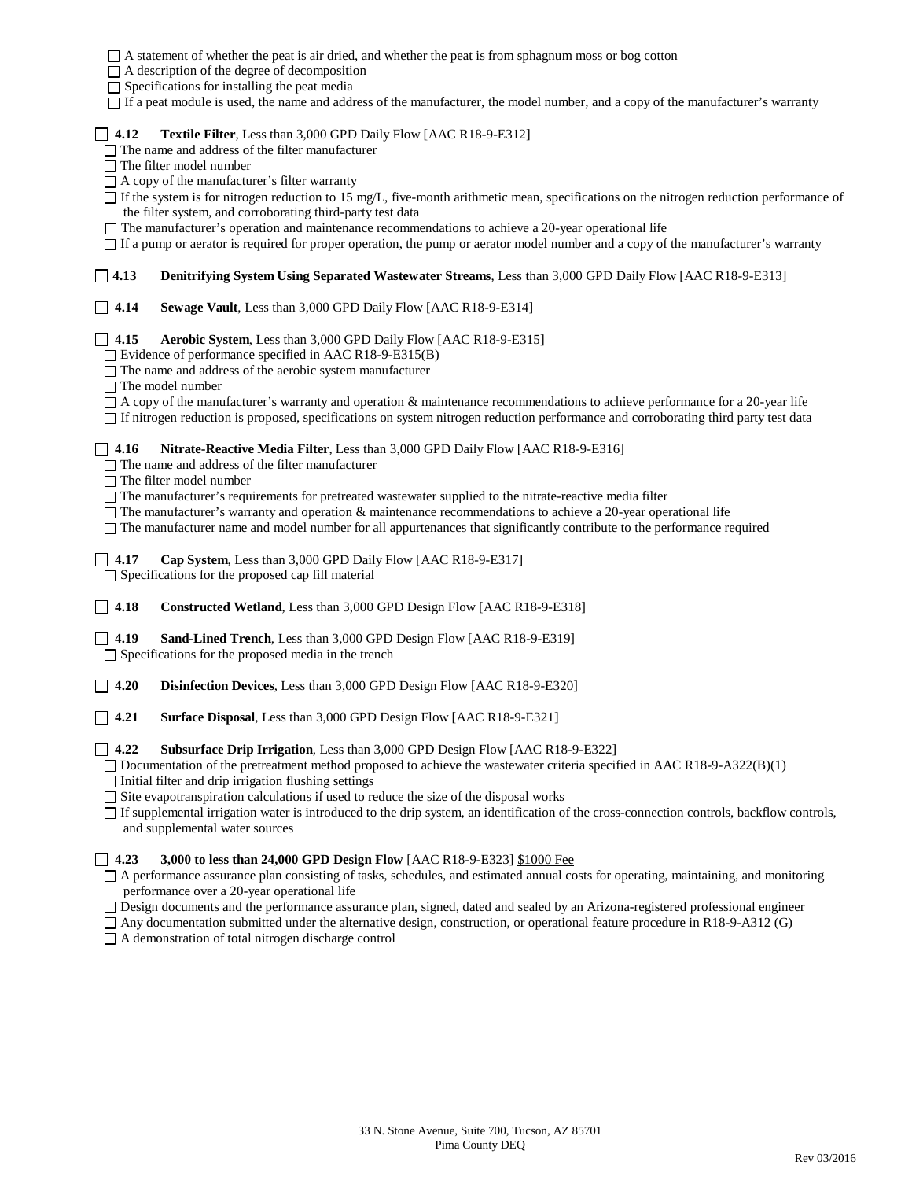- ☐ A statement of whether the peat is air dried, and whether the peat is from sphagnum moss or bog cotton
- ☐ A description of the degree of decomposition
- ☐ Specifications for installing the peat media
- ☐ If a peat module is used, the name and address of the manufacturer, the model number, and a copy of the manufacturer's warranty

☐ **4.12 Textile Filter**, Less than 3,000 GPD Daily Flow [AAC R18-9-E312]

- ☐ The name and address of the filter manufacturer
- ☐ The filter model number
- ☐ A copy of the manufacturer's filter warranty
- ☐ If the system is for nitrogen reduction to 15 mg/L, five-month arithmetic mean, specifications on the nitrogen reduction performance of the filter system, and corroborating third-party test data
- ☐ The manufacturer's operation and maintenance recommendations to achieve a 20-year operational life
- ☐ If a pump or aerator is required for proper operation, the pump or aerator model number and a copy of the manufacturer's warranty

☐ **4.13 Denitrifying System Using Separated Wastewater Streams**, Less than 3,000 GPD Daily Flow [AAC R18-9-E313]

☐ **4.14 Sewage Vault**, Less than 3,000 GPD Daily Flow [AAC R18-9-E314]

☐ **4.15 Aerobic System**, Less than 3,000 GPD Daily Flow [AAC R18-9-E315]

- ☐ Evidence of performance specified in AAC R18-9-E315(B)
- ☐ The name and address of the aerobic system manufacturer
- ☐ The model number
- ☐ A copy of the manufacturer's warranty and operation & maintenance recommendations to achieve performance for a 20-year life
- ☐ If nitrogen reduction is proposed, specifications on system nitrogen reduction performance and corroborating third party test data

☐ **4.16 Nitrate-Reactive Media Filter**, Less than 3,000 GPD Daily Flow [AAC R18-9-E316]

- ☐ The name and address of the filter manufacturer
- ☐ The filter model number
- ☐ The manufacturer's requirements for pretreated wastewater supplied to the nitrate-reactive media filter
- ☐ The manufacturer's warranty and operation & maintenance recommendations to achieve a 20-year operational life
- ☐ The manufacturer name and model number for all appurtenances that significantly contribute to the performance required

☐ **4.17 Cap System**, Less than 3,000 GPD Daily Flow [AAC R18-9-E317]

- ☐ Specifications for the proposed cap fill material

☐ **4.18 Constructed Wetland**, Less than 3,000 GPD Design Flow [AAC R18-9-E318]

☐ **4.19 Sand-Lined Trench**, Less than 3,000 GPD Design Flow [AAC R18-9-E319]

- ☐ Specifications for the proposed media in the trench

☐ **4.20 Disinfection Devices**, Less than 3,000 GPD Design Flow [AAC R18-9-E320]

☐ **4.21 Surface Disposal**, Less than 3,000 GPD Design Flow [AAC R18-9-E321]

☐ **4.22 Subsurface Drip Irrigation**, Less than 3,000 GPD Design Flow [AAC R18-9-E322]

- ☐ Documentation of the pretreatment method proposed to achieve the wastewater criteria specified in AAC R18-9-A322(B)(1)
- ☐ Initial filter and drip irrigation flushing settings
- ☐ Site evapotranspiration calculations if used to reduce the size of the disposal works
- ☐ If supplemental irrigation water is introduced to the drip system, an identification of the cross-connection controls, backflow controls, and supplemental water sources

☐ **4.23 3,000 to less than 24,000 GPD Design Flow** [AAC R18-9-E323] $1000 Fee

- ☐ A performance assurance plan consisting of tasks, schedules, and estimated annual costs for operating, maintaining, and monitoring performance over a 20-year operational life
- ☐ Design documents and the performance assurance plan, signed, dated and sealed by an Arizona-registered professional engineer
- ☐ Any documentation submitted under the alternative design, construction, or operational feature procedure in R18-9-A312 (G)
- ☐ A demonstration of total nitrogen discharge control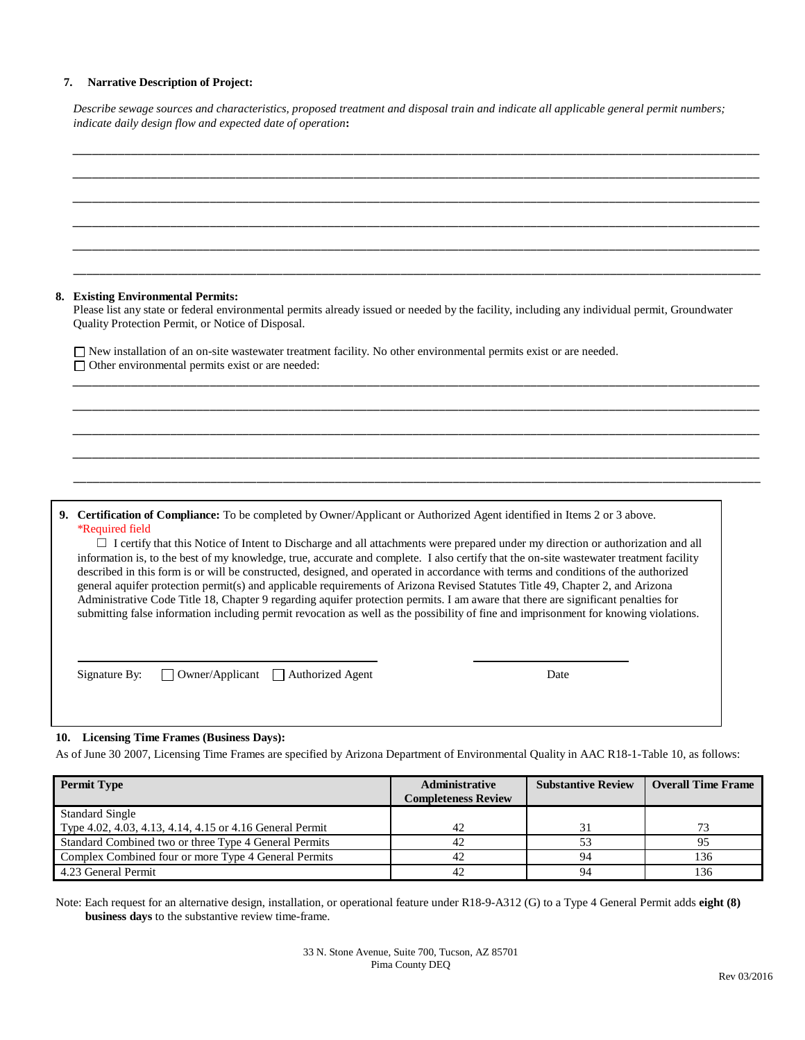**7. Narrative Description of Project:**

*Describe sewage sources and characteristics, proposed treatment and disposal train and indicate all applicable general permit numbers; indicate daily design flow and expected date of operation***:**

\_\_\_\_\_\_\_\_\_\_\_\_\_\_\_\_\_\_\_\_\_\_\_\_\_\_\_\_\_\_\_\_\_\_\_\_\_\_\_\_\_\_\_\_\_\_\_\_\_\_\_\_\_\_\_\_\_\_\_\_\_\_\_\_\_\_\_\_\_\_\_\_\_\_\_\_\_\_

\_\_\_\_\_\_\_\_\_\_\_\_\_\_\_\_\_\_\_\_\_\_\_\_\_\_\_\_\_\_\_\_\_\_\_\_\_\_\_\_\_\_\_\_\_\_\_\_\_\_\_\_\_\_\_\_\_\_\_\_\_\_\_\_\_\_\_\_\_\_\_\_\_\_\_\_\_\_

\_\_\_\_\_\_\_\_\_\_\_\_\_\_\_\_\_\_\_\_\_\_\_\_\_\_\_\_\_\_\_\_\_\_\_\_\_\_\_\_\_\_\_\_\_\_\_\_\_\_\_\_\_\_\_\_\_\_\_\_\_\_\_\_\_\_\_\_\_\_\_\_\_\_\_\_\_\_

\_\_\_\_\_\_\_\_\_\_\_\_\_\_\_\_\_\_\_\_\_\_\_\_\_\_\_\_\_\_\_\_\_\_\_\_\_\_\_\_\_\_\_\_\_\_\_\_\_\_\_\_\_\_\_\_\_\_\_\_\_\_\_\_\_\_\_\_\_\_\_\_\_\_\_\_\_\_

\_\_\_\_\_\_\_\_\_\_\_\_\_\_\_\_\_\_\_\_\_\_\_\_\_\_\_\_\_\_\_\_\_\_\_\_\_\_\_\_\_\_\_\_\_\_\_\_\_\_\_\_\_\_\_\_\_\_\_\_\_\_\_\_\_\_\_\_\_\_\_\_\_\_\_\_\_\_

\_\_\_\_\_\_\_\_\_\_\_\_\_\_\_\_\_\_\_\_\_\_\_\_\_\_\_\_\_\_\_\_\_\_\_\_\_\_\_\_\_\_\_\_\_\_\_\_\_\_\_\_\_\_\_\_\_\_\_\_\_\_\_\_\_\_\_\_\_\_\_\_\_\_\_\_\_\_

**8. Existing Environmental Permits:**

Please list any state or federal environmental permits already issued or needed by the facility, including any individual permit, Groundwater Quality Protection Permit, or Notice of Disposal.

☐ New installation of an on-site wastewater treatment facility. No other environmental permits exist or are needed.

☐ Other environmental permits exist or are needed:

\_\_\_\_\_\_\_\_\_\_\_\_\_\_\_\_\_\_\_\_\_\_\_\_\_\_\_\_\_\_\_\_\_\_\_\_\_\_\_\_\_\_\_\_\_\_\_\_\_\_\_\_\_\_\_\_\_\_\_\_\_\_\_\_\_\_\_\_\_\_\_\_\_\_\_\_\_\_

\_\_\_\_\_\_\_\_\_\_\_\_\_\_\_\_\_\_\_\_\_\_\_\_\_\_\_\_\_\_\_\_\_\_\_\_\_\_\_\_\_\_\_\_\_\_\_\_\_\_\_\_\_\_\_\_\_\_\_\_\_\_\_\_\_\_\_\_\_\_\_\_\_\_\_\_\_\_

\_\_\_\_\_\_\_\_\_\_\_\_\_\_\_\_\_\_\_\_\_\_\_\_\_\_\_\_\_\_\_\_\_\_\_\_\_\_\_\_\_\_\_\_\_\_\_\_\_\_\_\_\_\_\_\_\_\_\_\_\_\_\_\_\_\_\_\_\_\_\_\_\_\_\_\_\_\_

\_\_\_\_\_\_\_\_\_\_\_\_\_\_\_\_\_\_\_\_\_\_\_\_\_\_\_\_\_\_\_\_\_\_\_\_\_\_\_\_\_\_\_\_\_\_\_\_\_\_\_\_\_\_\_\_\_\_\_\_\_\_\_\_\_\_\_\_\_\_\_\_\_\_\_\_\_\_

\_\_\_\_\_\_\_\_\_\_\_\_\_\_\_\_\_\_\_\_\_\_\_\_\_\_\_\_\_\_\_\_\_\_\_\_\_\_\_\_\_\_\_\_\_\_\_\_\_\_\_\_\_\_\_\_\_\_\_\_\_\_\_\_\_\_\_\_\_\_\_\_\_\_\_\_\_\_

**9. Certification of Compliance:** To be completed by Owner/Applicant or Authorized Agent identified in Items 2 or 3 above.
*Required field

☐ I certify that this Notice of Intent to Discharge and all attachments were prepared under my direction or authorization and all information is, to the best of my knowledge, true, accurate and complete. I also certify that the on-site wastewater treatment facility described in this form is or will be constructed, designed, and operated in accordance with terms and conditions of the authorized general aquifer protection permit(s) and applicable requirements of Arizona Revised Statutes Title 49, Chapter 2, and Arizona Administrative Code Title 18, Chapter 9 regarding aquifer protection permits. I am aware that there are significant penalties for submitting false information including permit revocation as well as the possibility of fine and imprisonment for knowing violations.

\_\_\_\_\_\_\_\_\_\_\_\_\_\_\_\_\_\_\_\_\_\_\_\_\_\_\_\_\_\_\_\_\_\_\_\_ \_\_\_\_\_\_\_\_\_\_\_\_\_\_\_\_\_\_\_\_

Signature By: ☐ Owner/Applicant ☐ Authorized Agent Date

**10. Licensing Time Frames (Business Days):**

As of June 30 2007, Licensing Time Frames are specified by Arizona Department of Environmental Quality in AAC R18-1-Table 10, as follows:

| **Permit Type** | **Administrative Completeness Review** | **Substantive Review** | **Overall Time Frame** |
|---|---|---|---|
| Standard Single Type 4.02, 4.03, 4.13, 4.14, 4.15 or 4.16 General Permit | 42 | 31 | 73 |
| Standard Combined two or three Type 4 General Permits | 42 | 53 | 95 |
| Complex Combined four or more Type 4 General Permits | 42 | 94 | 136 |
| 4.23 General Permit | 42 | 94 | 136 |

Note: Each request for an alternative design, installation, or operational feature under R18-9-A312 (G) to a Type 4 General Permit adds **eight (8) business days** to the substantive review time-frame.

33 N. Stone Avenue, Suite 700, Tucson, AZ 85701
Pima County DEQ

Rev 03/2016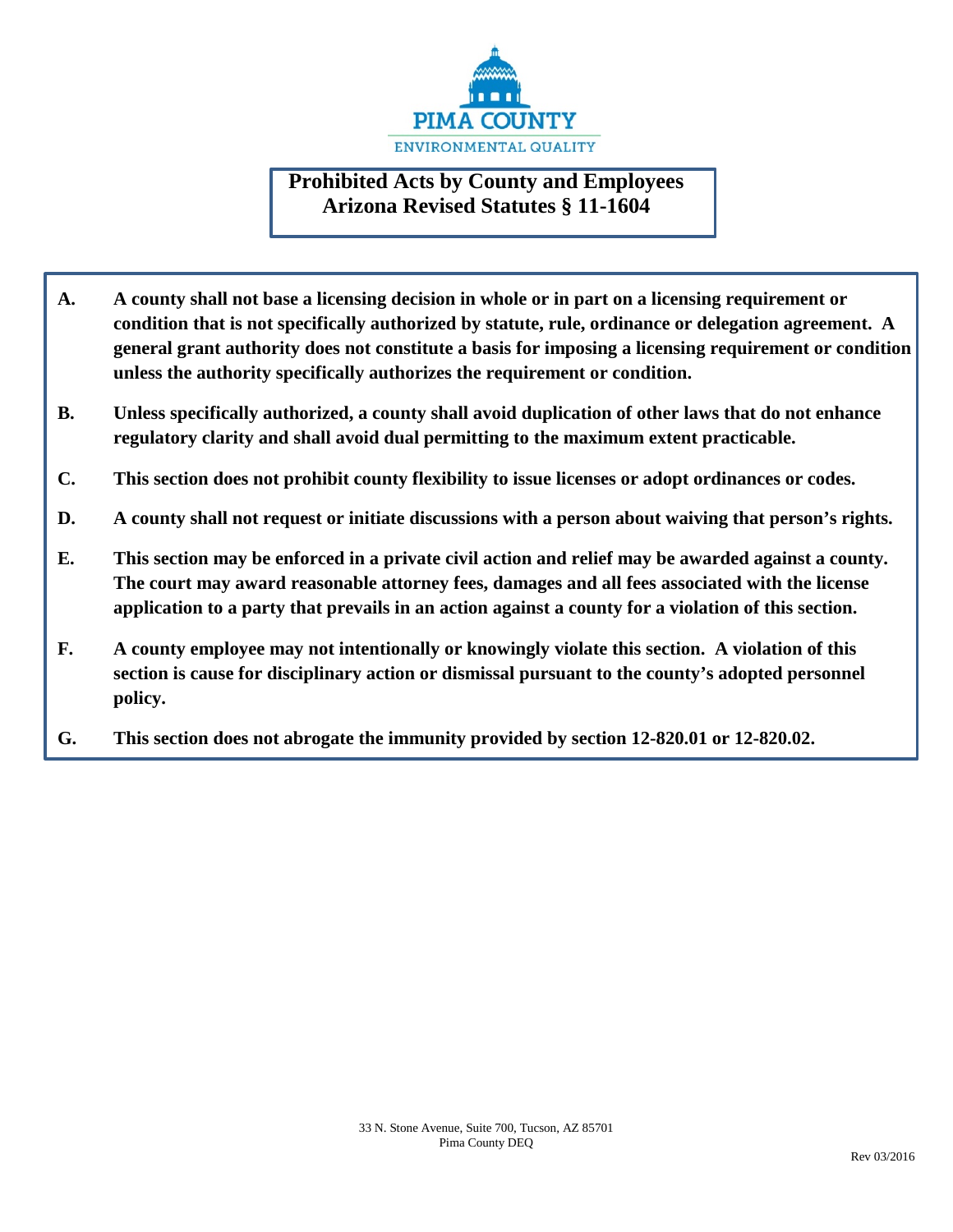PIMA COUNTY

ENVIRONMENTAL QUALITY

# Prohibited Acts by County and Employees
# Arizona Revised Statutes § 11-1604

**A.** **A county shall not base a licensing decision in whole or in part on a licensing requirement or condition that is not specifically authorized by statute, rule, ordinance or delegation agreement. A general grant authority does not constitute a basis for imposing a licensing requirement or condition unless the authority specifically authorizes the requirement or condition.**

**B.** **Unless specifically authorized, a county shall avoid duplication of other laws that do not enhance regulatory clarity and shall avoid dual permitting to the maximum extent practicable.**

**C.** **This section does not prohibit county flexibility to issue licenses or adopt ordinances or codes.**

**D.** **A county shall not request or initiate discussions with a person about waiving that person's rights.**

**E.** **This section may be enforced in a private civil action and relief may be awarded against a county. The court may award reasonable attorney fees, damages and all fees associated with the license application to a party that prevails in an action against a county for a violation of this section.**

**F.** **A county employee may not intentionally or knowingly violate this section. A violation of this section is cause for disciplinary action or dismissal pursuant to the county's adopted personnel policy.**

**G.** **This section does not abrogate the immunity provided by section 12-820.01 or 12-820.02.**

33 N. Stone Avenue, Suite 700, Tucson, AZ 85701
Pima County DEQ

Rev 03/2016